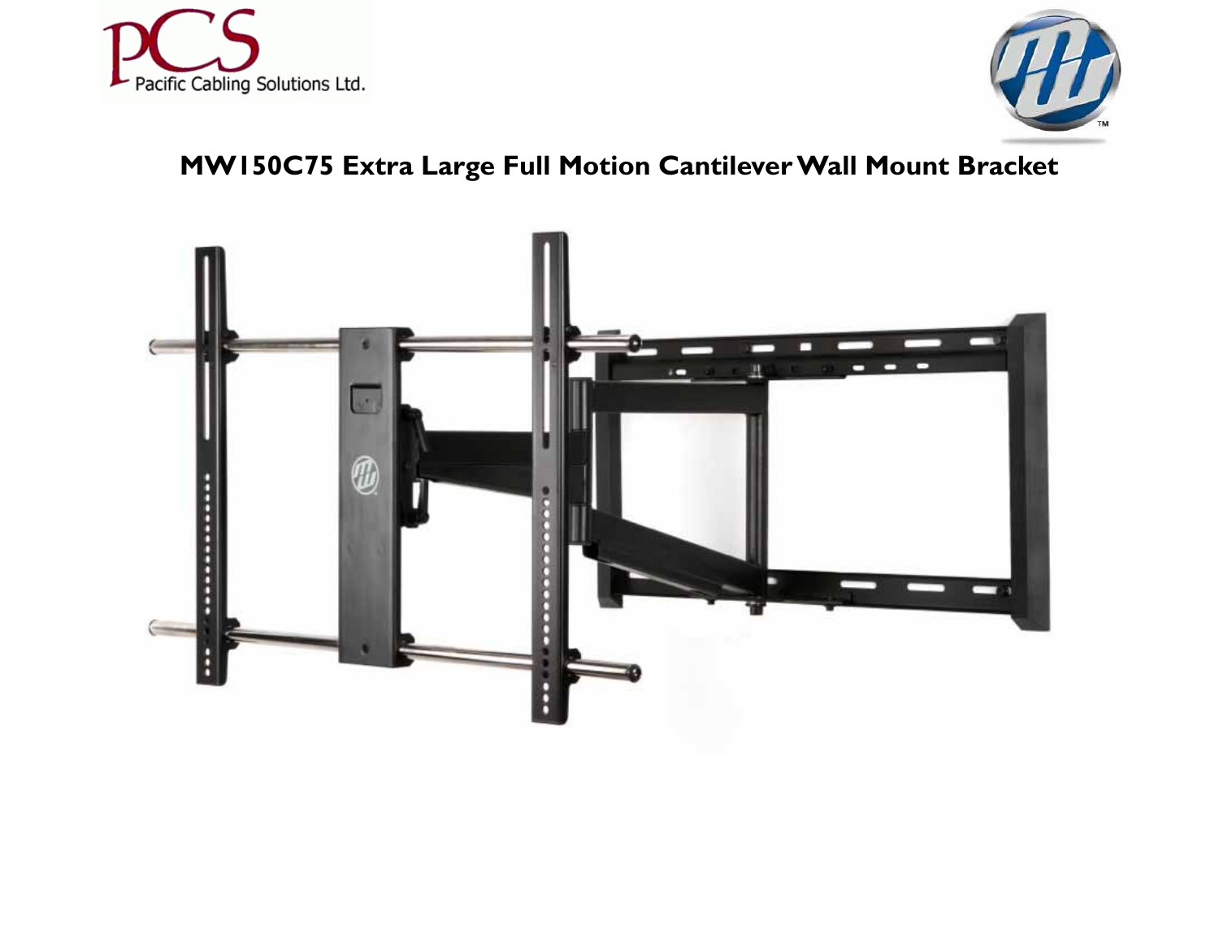PCS Pacific Cabling Solutions Ltd.

# MW150C75 Extra Large Full Motion Cantilever Wall Mount Bracket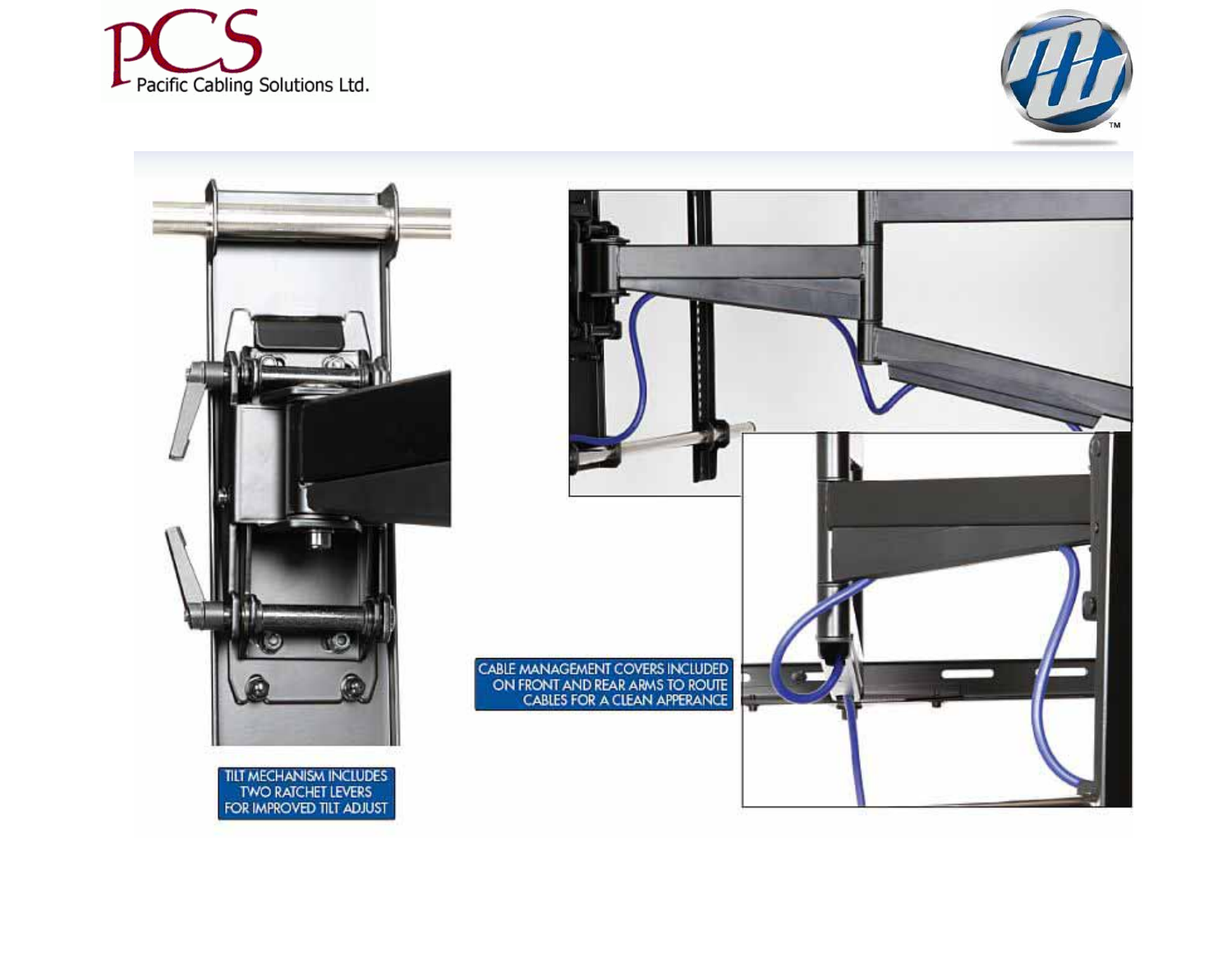PCS

Pacific Cabling Solutions Ltd.

CABLE MANAGEMENT COVERS INCLUDED ON FRONT AND REAR ARMS TO ROUTE CABLES FOR A CLEAN APPERANCE

TILT MECHANISM INCLUDES TWO RATCHET LEVERS FOR IMPROVED TILT ADJUST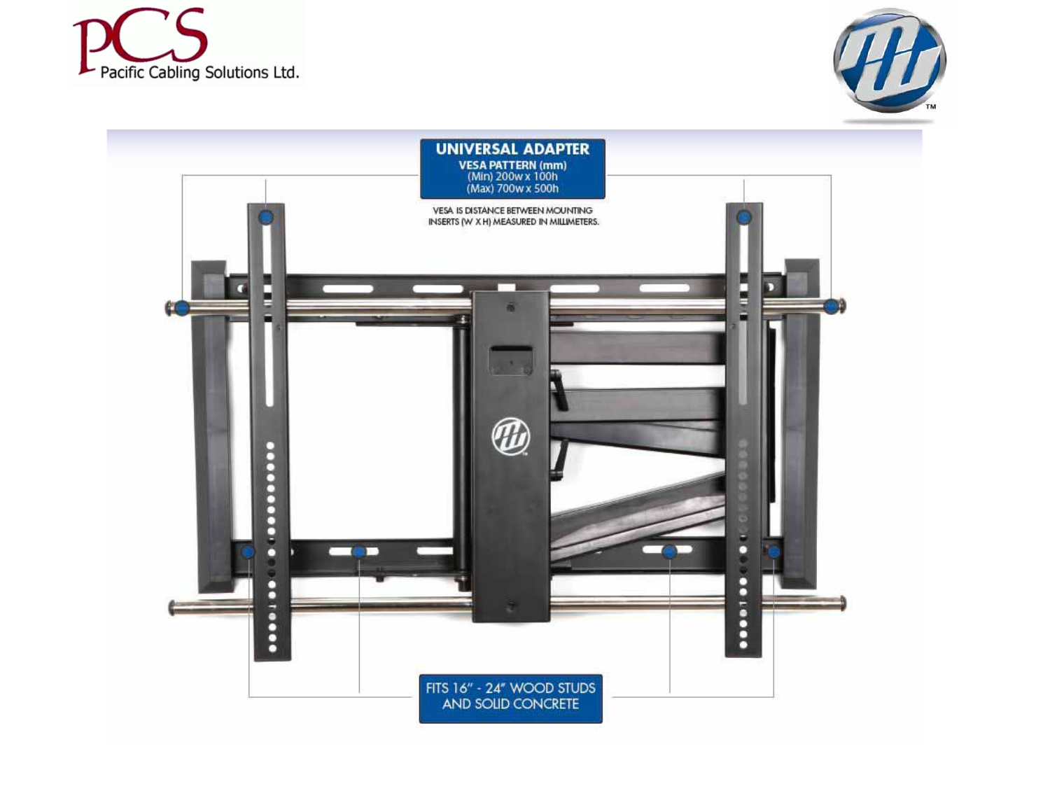**UNIVERSAL ADAPTER**

**VESA PATTERN (mm)**
(Min) 200w x 100h
(Max) 700w x 500h

VESA IS DISTANCE BETWEEN MOUNTING INSERTS (W X H) MEASURED IN MILLIMETERS.

FITS 16" - 24" WOOD STUDS AND SOLID CONCRETE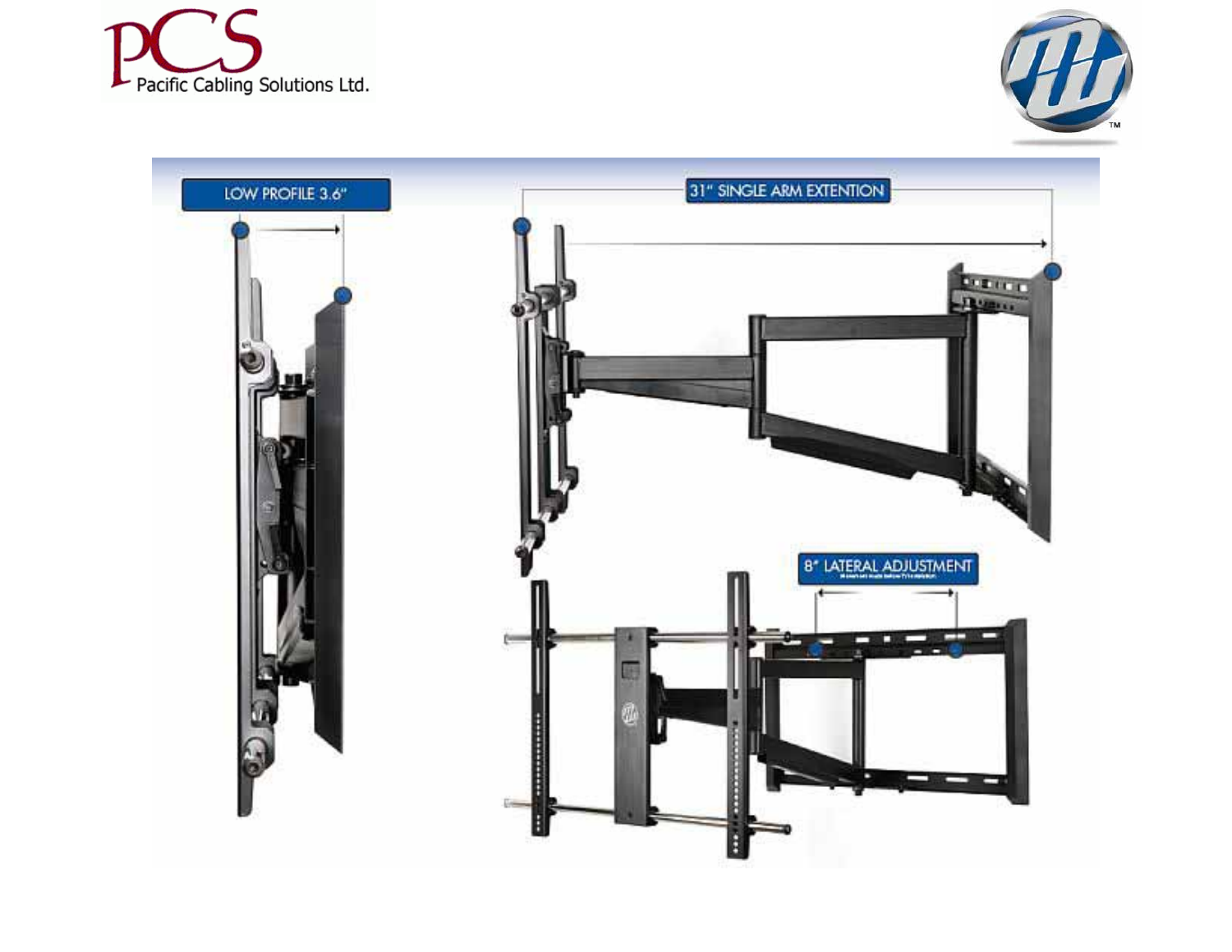PCS Pacific Cabling Solutions Ltd.

LOW PROFILE 3.6"

31" SINGLE ARM EXTENTION

8" LATERAL ADJUSTMENT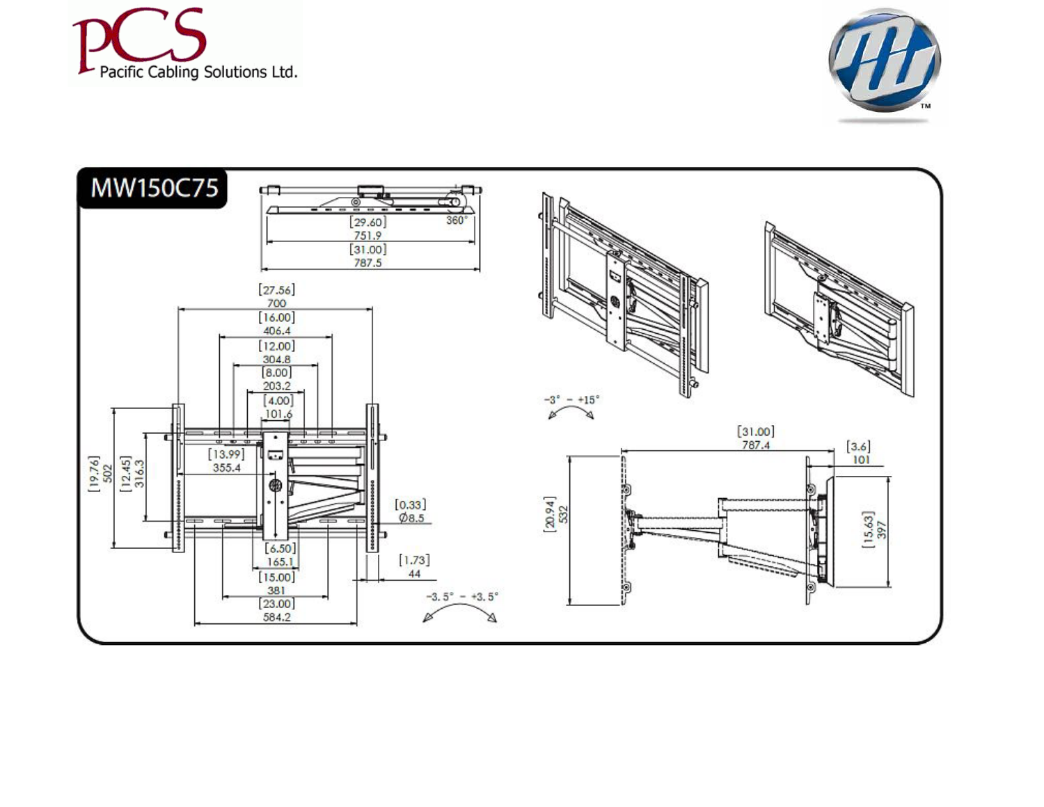PCS Pacific Cabling Solutions Ltd.

## MW150C75

[29.60]
751.9

[31.00]
787.5

360°

[27.56]
700

[16.00]
406.4

[12.00]
304.8

[8.00]
203.2

[4.00]
101.6

[13.99]
355.4

[19.76]
502

[12.45]
316.3

[0.33]
Ø8.5

[6.50]
165.1

[15.00]
381

[23.00]
584.2

[1.73]
44

-3.5° - +3.5°

-3° - +15°

[31.00]
787.4

[3.6]
101

[20.94]
532

[15.63]
397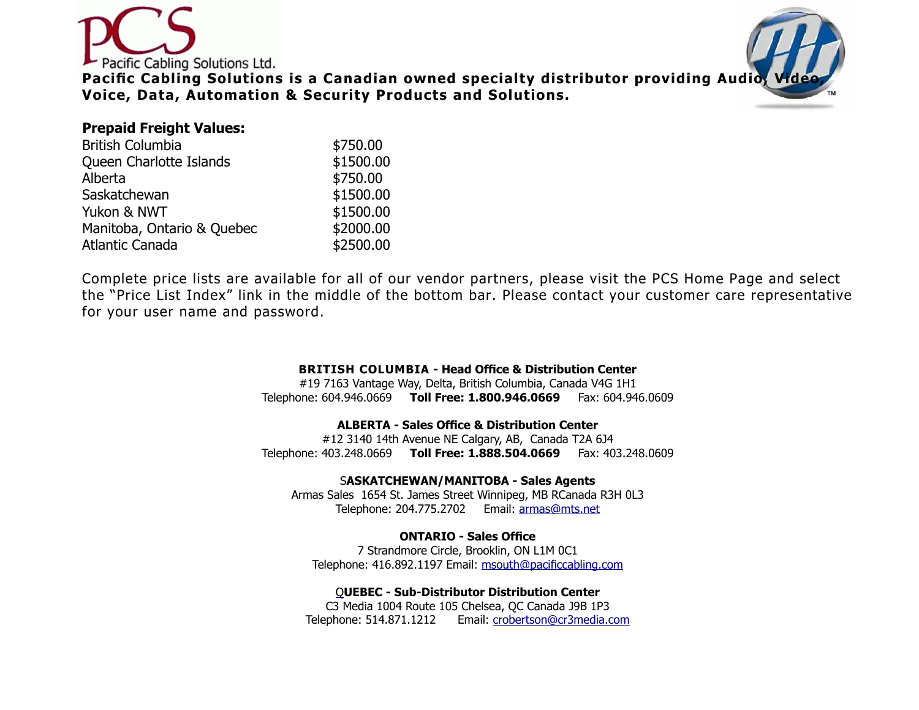Pacific Cabling Solutions Ltd.

**Pacific Cabling Solutions is a Canadian owned specialty distributor providing Audio, Video, Voice, Data, Automation & Security Products and Solutions.**

**Prepaid Freight Values:**

| | |
|---|---|
| British Columbia | $750.00 |
| Queen Charlotte Islands | $1500.00 |
| Alberta | $750.00 |
| Saskatchewan | $1500.00 |
| Yukon & NWT | $1500.00 |
| Manitoba, Ontario & Quebec | $2000.00 |
| Atlantic Canada | $2500.00 |

Complete price lists are available for all of our vendor partners, please visit the PCS Home Page and select the "Price List Index" link in the middle of the bottom bar. Please contact your customer care representative for your user name and password.

**BRITISH COLUMBIA - Head Office & Distribution Center**
#19 7163 Vantage Way, Delta, British Columbia, Canada V4G 1H1
Telephone: 604.946.0669 **Toll Free: 1.800.946.0669** Fax: 604.946.0609

**ALBERTA - Sales Office & Distribution Center**
#12 3140 14th Avenue NE Calgary, AB, Canada T2A 6J4
Telephone: 403.248.0669 **Toll Free: 1.888.504.0669** Fax: 403.248.0609

**SASKATCHEWAN/MANITOBA - Sales Agents**
Armas Sales 1654 St. James Street Winnipeg, MB RCanada R3H 0L3
Telephone: 204.775.2702 Email: armas@mts.net

**ONTARIO - Sales Office**
7 Strandmore Circle, Brooklin, ON L1M 0C1
Telephone: 416.892.1197 Email: msouth@pacificcabling.com

**QUEBEC - Sub-Distributor Distribution Center**
C3 Media 1004 Route 105 Chelsea, QC Canada J9B 1P3
Telephone: 514.871.1212 Email: crobertson@cr3media.com